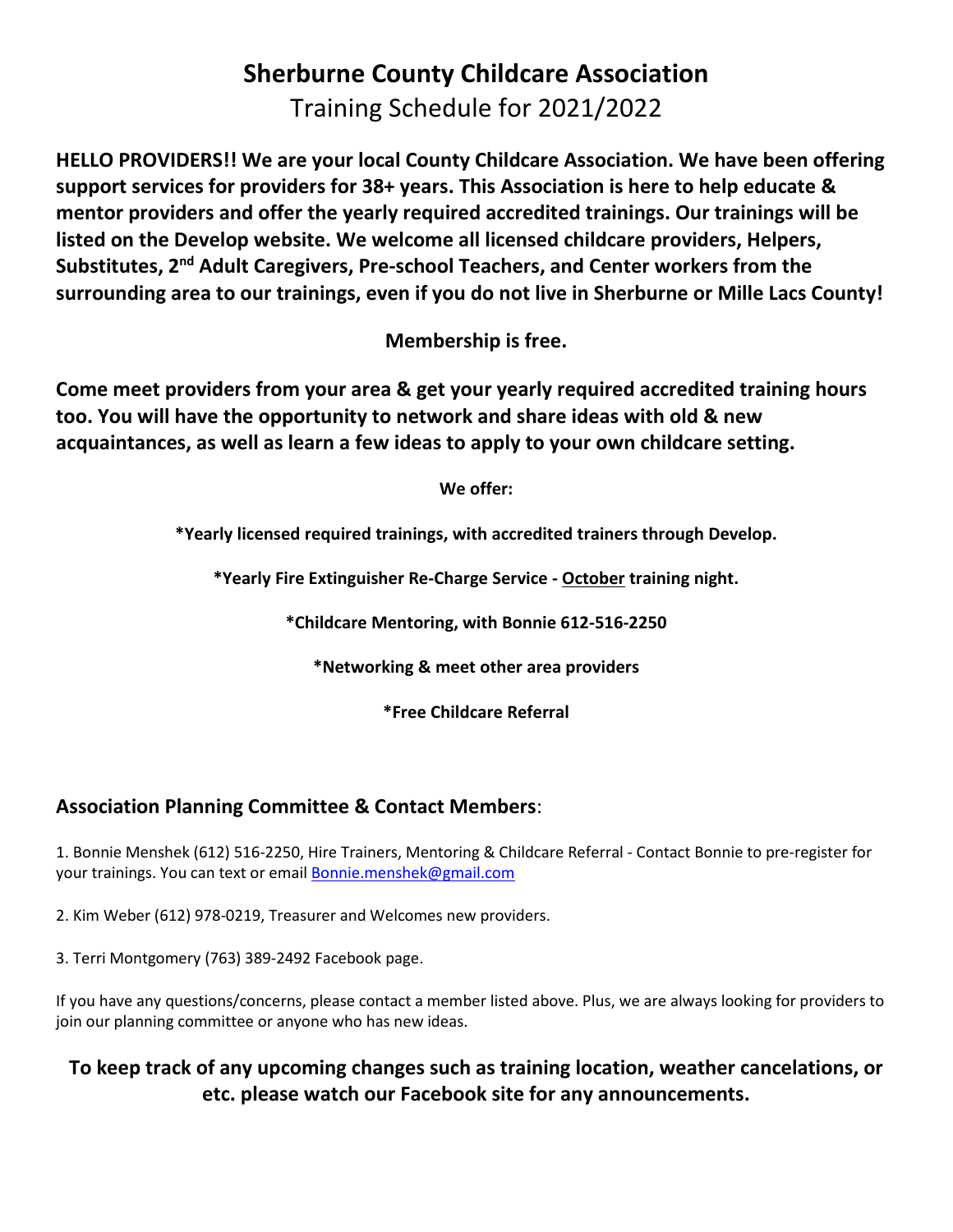# Sherburne County Childcare Association

## Training Schedule for 2021/2022

**HELLO PROVIDERS!! We are your local County Childcare Association. We have been offering support services for providers for 38+ years. This Association is here to help educate & mentor providers and offer the yearly required accredited trainings. Our trainings will be listed on the Develop website. We welcome all licensed childcare providers, Helpers, Substitutes, 2nd Adult Caregivers, Pre-school Teachers, and Center workers from the surrounding area to our trainings, even if you do not live in Sherburne or Mille Lacs County!**

**Membership is free.**

**Come meet providers from your area & get your yearly required accredited training hours too. You will have the opportunity to network and share ideas with old & new acquaintances, as well as learn a few ideas to apply to your own childcare setting.**

**We offer:**

**\*Yearly licensed required trainings, with accredited trainers through Develop.**

**\*Yearly Fire Extinguisher Re-Charge Service - <u>October</u> training night.**

**\*Childcare Mentoring, with Bonnie 612-516-2250**

**\*Networking & meet other area providers**

**\*Free Childcare Referral**

## Association Planning Committee & Contact Members:

1. Bonnie Menshek (612) 516-2250, Hire Trainers, Mentoring & Childcare Referral - Contact Bonnie to pre-register for your trainings. You can text or email [Bonnie.menshek@gmail.com](mailto:Bonnie.menshek@gmail.com)

2. Kim Weber (612) 978-0219, Treasurer and Welcomes new providers.

3. Terri Montgomery (763) 389-2492 Facebook page.

If you have any questions/concerns, please contact a member listed above. Plus, we are always looking for providers to join our planning committee or anyone who has new ideas.

**To keep track of any upcoming changes such as training location, weather cancelations, or etc. please watch our Facebook site for any announcements.**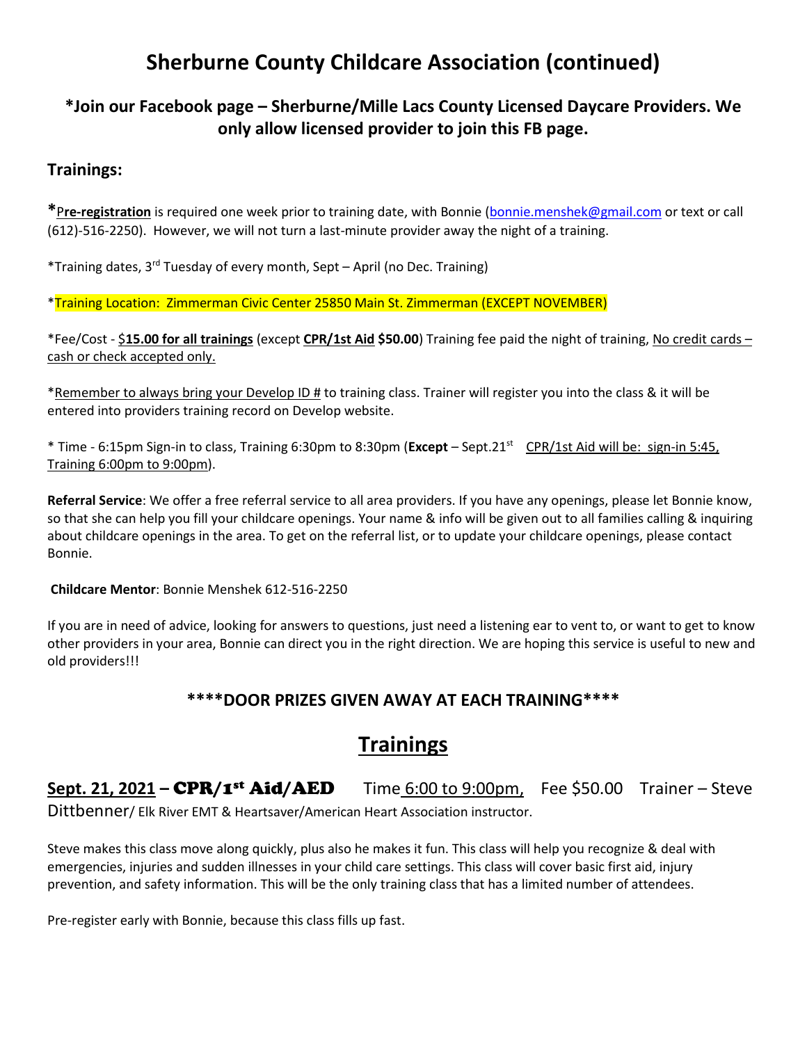# Sherburne County Childcare Association (continued)

### *Join our Facebook page – Sherburne/Mille Lacs County Licensed Daycare Providers. We only allow licensed provider to join this FB page.

### Trainings:

***Pre-registration** is required one week prior to training date, with Bonnie (bonnie.menshek@gmail.com or text or call (612)-516-2250). However, we will not turn a last-minute provider away the night of a training.

*Training dates, 3rd Tuesday of every month, Sept – April (no Dec. Training)

*Training Location: Zimmerman Civic Center 25850 Main St. Zimmerman (EXCEPT NOVEMBER)

*Fee/Cost - $**15.00 for all trainings** (except **CPR/1st Aid $50.00**) Training fee paid the night of training, No credit cards – cash or check accepted only.

*Remember to always bring your Develop ID # to training class. Trainer will register you into the class & it will be entered into providers training record on Develop website.

* Time - 6:15pm Sign-in to class, Training 6:30pm to 8:30pm (**Except** – Sept.21st CPR/1st Aid will be: sign-in 5:45, Training 6:00pm to 9:00pm).

**Referral Service**: We offer a free referral service to all area providers. If you have any openings, please let Bonnie know, so that she can help you fill your childcare openings. Your name & info will be given out to all families calling & inquiring about childcare openings in the area. To get on the referral list, or to update your childcare openings, please contact Bonnie.

**Childcare Mentor**: Bonnie Menshek 612-516-2250

If you are in need of advice, looking for answers to questions, just need a listening ear to vent to, or want to get to know other providers in your area, Bonnie can direct you in the right direction. We are hoping this service is useful to new and old providers!!!

**\*\*\*\*DOOR PRIZES GIVEN AWAY AT EACH TRAINING\*\*\*\***

## Trainings

**Sept. 21, 2021 – CPR/1st Aid/AED** Time 6:00 to 9:00pm, Fee $50.00 Trainer – Steve Dittbenner/ Elk River EMT & Heartsaver/American Heart Association instructor.

Steve makes this class move along quickly, plus also he makes it fun. This class will help you recognize & deal with emergencies, injuries and sudden illnesses in your child care settings. This class will cover basic first aid, injury prevention, and safety information. This will be the only training class that has a limited number of attendees.

Pre-register early with Bonnie, because this class fills up fast.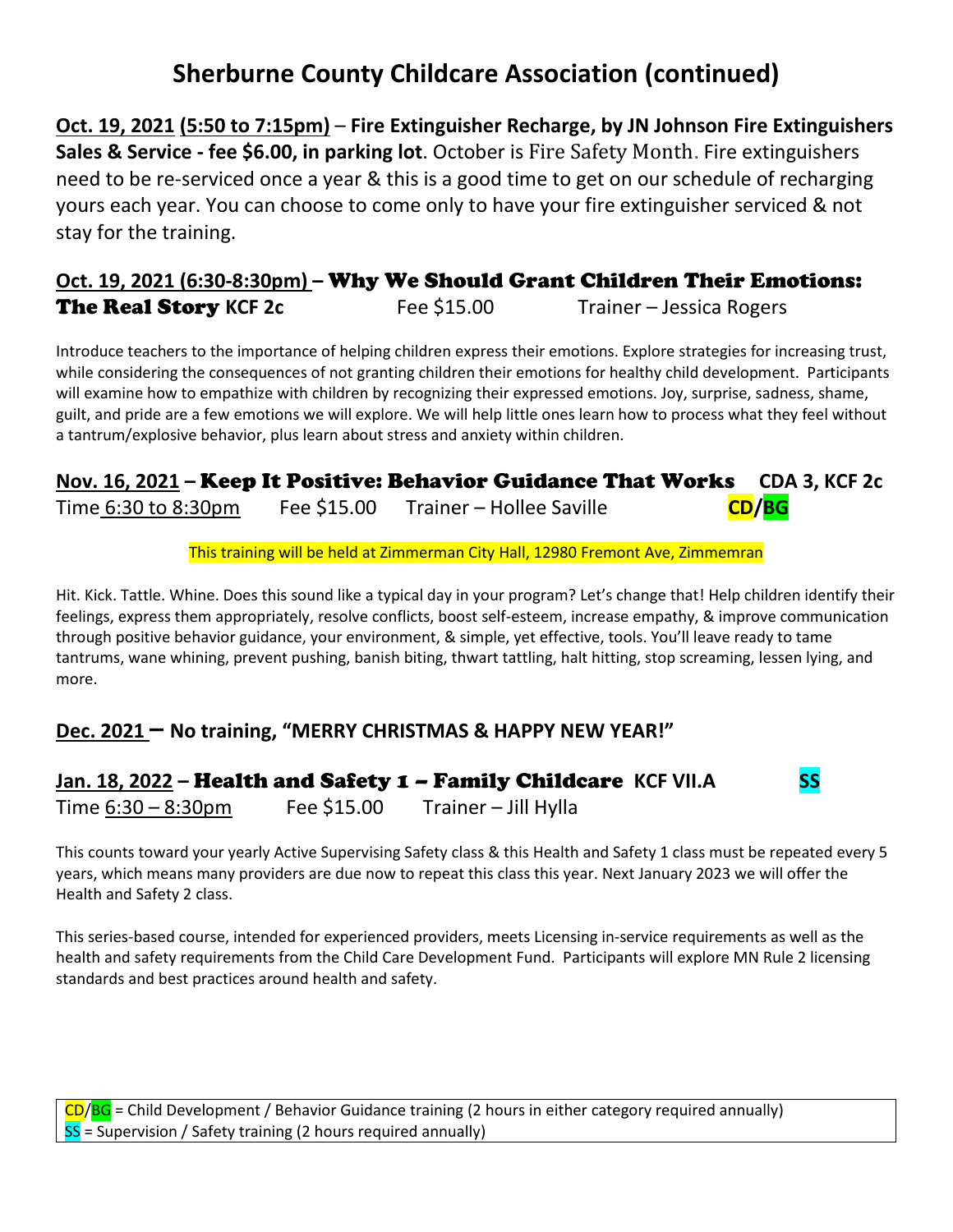# Sherburne County Childcare Association (continued)

**Oct. 19, 2021 (5:50 to 7:15pm) – Fire Extinguisher Recharge, by JN Johnson Fire Extinguishers Sales & Service - fee $6.00, in parking lot**. October is Fire Safety Month. Fire extinguishers need to be re-serviced once a year & this is a good time to get on our schedule of recharging yours each year. You can choose to come only to have your fire extinguisher serviced & not stay for the training.

## Oct. 19, 2021 (6:30-8:30pm) – Why We Should Grant Children Their Emotions: The Real Story KCF 2c

Fee $15.00  Trainer – Jessica Rogers

Introduce teachers to the importance of helping children express their emotions. Explore strategies for increasing trust, while considering the consequences of not granting children their emotions for healthy child development. Participants will examine how to empathize with children by recognizing their expressed emotions. Joy, surprise, sadness, shame, guilt, and pride are a few emotions we will explore. We will help little ones learn how to process what they feel without a tantrum/explosive behavior, plus learn about stress and anxiety within children.

## Nov. 16, 2021 – Keep It Positive: Behavior Guidance That Works CDA 3, KCF 2c

Time 6:30 to 8:30pm  Fee $15.00  Trainer – Hollee Saville  **CD/BG**

This training will be held at Zimmerman City Hall, 12980 Fremont Ave, Zimmemran

Hit. Kick. Tattle. Whine. Does this sound like a typical day in your program? Let's change that! Help children identify their feelings, express them appropriately, resolve conflicts, boost self-esteem, increase empathy, & improve communication through positive behavior guidance, your environment, & simple, yet effective, tools. You'll leave ready to tame tantrums, wane whining, prevent pushing, banish biting, thwart tattling, halt hitting, stop screaming, lessen lying, and more.

## Dec. 2021 – No training, "MERRY CHRISTMAS & HAPPY NEW YEAR!"

## Jan. 18, 2022 – Health and Safety 1 – Family Childcare KCF VII.A  SS

Time 6:30 – 8:30pm  Fee $15.00  Trainer – Jill Hylla

This counts toward your yearly Active Supervising Safety class & this Health and Safety 1 class must be repeated every 5 years, which means many providers are due now to repeat this class this year. Next January 2023 we will offer the Health and Safety 2 class.

This series-based course, intended for experienced providers, meets Licensing in-service requirements as well as the health and safety requirements from the Child Care Development Fund. Participants will explore MN Rule 2 licensing standards and best practices around health and safety.

CD/BG = Child Development / Behavior Guidance training (2 hours in either category required annually)
SS = Supervision / Safety training (2 hours required annually)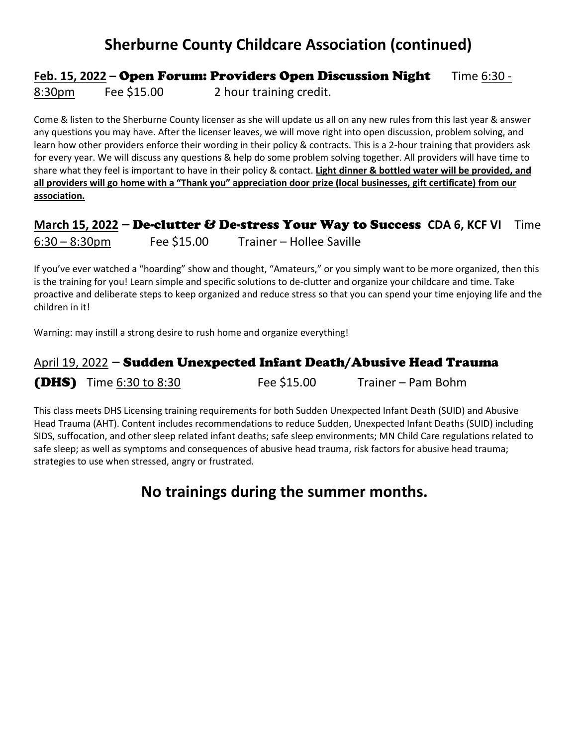# Sherburne County Childcare Association (continued)

**Feb. 15, 2022** – **Open Forum: Providers Open Discussion Night** Time 6:30 - 8:30pm Fee $15.00 2 hour training credit.

Come & listen to the Sherburne County licenser as she will update us all on any new rules from this last year & answer any questions you may have. After the licenser leaves, we will move right into open discussion, problem solving, and learn how other providers enforce their wording in their policy & contracts. This is a 2-hour training that providers ask for every year. We will discuss any questions & help do some problem solving together. All providers will have time to share what they feel is important to have in their policy & contact. **Light dinner & bottled water will be provided, and all providers will go home with a "Thank you" appreciation door prize (local businesses, gift certificate) from our association.**

**March 15, 2022** – **De-clutter & De-stress Your Way to Success** **CDA 6, KCF VI** Time 6:30 – 8:30pm Fee $15.00 Trainer – Hollee Saville

If you've ever watched a "hoarding" show and thought, "Amateurs," or you simply want to be more organized, then this is the training for you! Learn simple and specific solutions to de-clutter and organize your childcare and time. Take proactive and deliberate steps to keep organized and reduce stress so that you can spend your time enjoying life and the children in it!

Warning: may instill a strong desire to rush home and organize everything!

April 19, 2022 – **Sudden Unexpected Infant Death/Abusive Head Trauma (DHS)** Time 6:30 to 8:30 Fee $15.00 Trainer – Pam Bohm

This class meets DHS Licensing training requirements for both Sudden Unexpected Infant Death (SUID) and Abusive Head Trauma (AHT). Content includes recommendations to reduce Sudden, Unexpected Infant Deaths (SUID) including SIDS, suffocation, and other sleep related infant deaths; safe sleep environments; MN Child Care regulations related to safe sleep; as well as symptoms and consequences of abusive head trauma, risk factors for abusive head trauma; strategies to use when stressed, angry or frustrated.

## No trainings during the summer months.